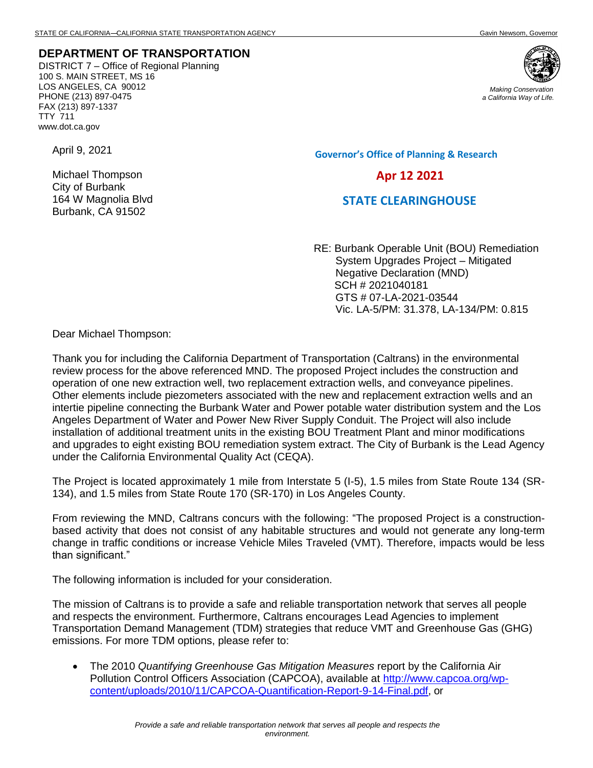STATE OF CALIFORNIA—CALIFORNIA STATE TRANSPORTATION AGENCY Gavin Newsom, Governor

**DEPARTMENT OF TRANSPORTATION**
DISTRICT 7 – Office of Regional Planning
100 S. MAIN STREET, MS 16
LOS ANGELES, CA 90012
PHONE (213) 897-0475
FAX (213) 897-1337
TTY 711
www.dot.ca.gov

*Making Conservation a California Way of Life.*

**Governor's Office of Planning & Research**

**Apr 12 2021**

**STATE CLEARINGHOUSE**

April 9, 2021

Michael Thompson
City of Burbank
164 W Magnolia Blvd
Burbank, CA 91502

RE: Burbank Operable Unit (BOU) Remediation System Upgrades Project – Mitigated Negative Declaration (MND)
SCH # 2021040181
GTS # 07-LA-2021-03544
Vic. LA-5/PM: 31.378, LA-134/PM: 0.815

Dear Michael Thompson:

Thank you for including the California Department of Transportation (Caltrans) in the environmental review process for the above referenced MND. The proposed Project includes the construction and operation of one new extraction well, two replacement extraction wells, and conveyance pipelines. Other elements include piezometers associated with the new and replacement extraction wells and an intertie pipeline connecting the Burbank Water and Power potable water distribution system and the Los Angeles Department of Water and Power New River Supply Conduit. The Project will also include installation of additional treatment units in the existing BOU Treatment Plant and minor modifications and upgrades to eight existing BOU remediation system extract. The City of Burbank is the Lead Agency under the California Environmental Quality Act (CEQA).

The Project is located approximately 1 mile from Interstate 5 (I-5), 1.5 miles from State Route 134 (SR-134), and 1.5 miles from State Route 170 (SR-170) in Los Angeles County.

From reviewing the MND, Caltrans concurs with the following: "The proposed Project is a construction-based activity that does not consist of any habitable structures and would not generate any long-term change in traffic conditions or increase Vehicle Miles Traveled (VMT). Therefore, impacts would be less than significant."

The following information is included for your consideration.

The mission of Caltrans is to provide a safe and reliable transportation network that serves all people and respects the environment. Furthermore, Caltrans encourages Lead Agencies to implement Transportation Demand Management (TDM) strategies that reduce VMT and Greenhouse Gas (GHG) emissions. For more TDM options, please refer to:

- The 2010 *Quantifying Greenhouse Gas Mitigation Measures* report by the California Air Pollution Control Officers Association (CAPCOA), available at [http://www.capcoa.org/wp-content/uploads/2010/11/CAPCOA-Quantification-Report-9-14-Final.pdf](http://www.capcoa.org/wp-content/uploads/2010/11/CAPCOA-Quantification-Report-9-14-Final.pdf), or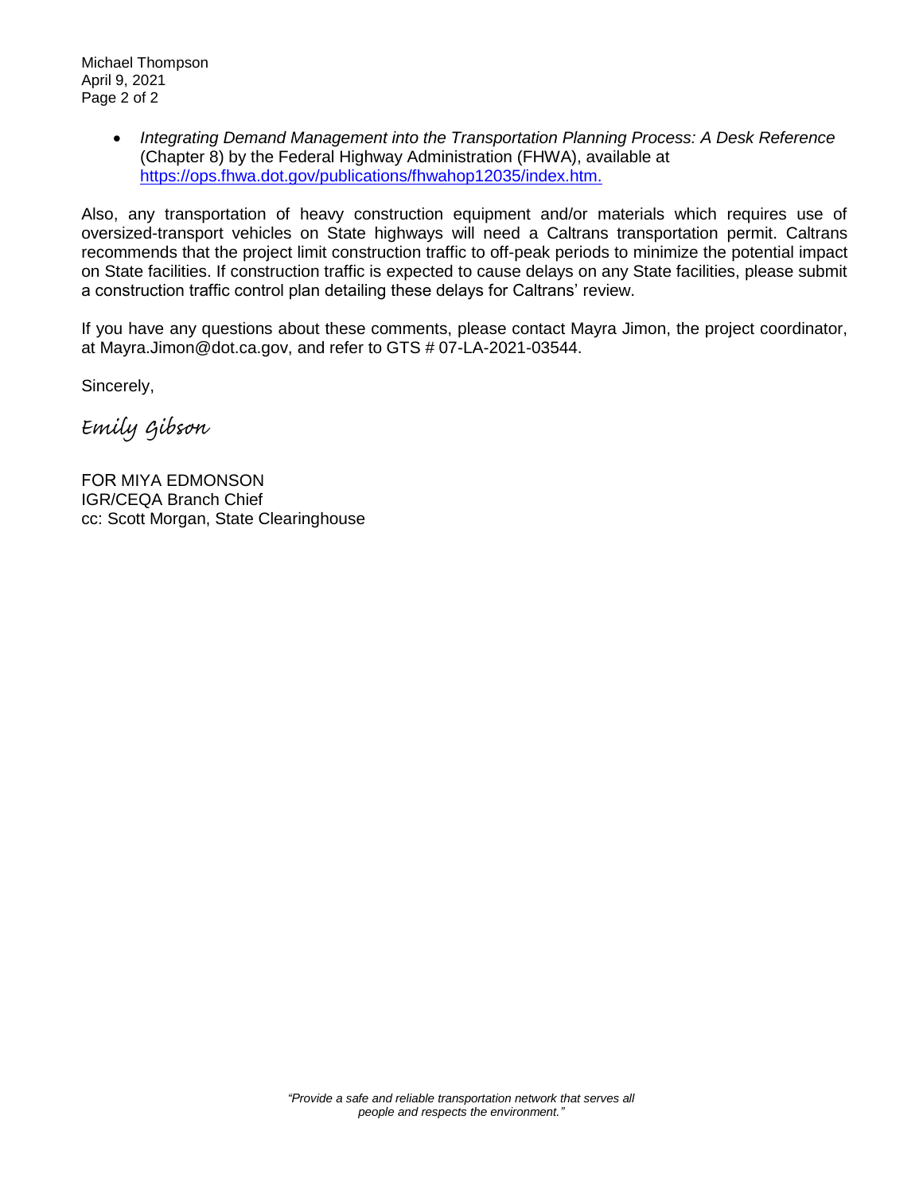- *Integrating Demand Management into the Transportation Planning Process: A Desk Reference* (Chapter 8) by the Federal Highway Administration (FHWA), available at https://ops.fhwa.dot.gov/publications/fhwahop12035/index.htm.

Also, any transportation of heavy construction equipment and/or materials which requires use of oversized-transport vehicles on State highways will need a Caltrans transportation permit. Caltrans recommends that the project limit construction traffic to off-peak periods to minimize the potential impact on State facilities. If construction traffic is expected to cause delays on any State facilities, please submit a construction traffic control plan detailing these delays for Caltrans' review.

If you have any questions about these comments, please contact Mayra Jimon, the project coordinator, at Mayra.Jimon@dot.ca.gov, and refer to GTS # 07-LA-2021-03544.

Sincerely,

Emily Gibson

FOR MIYA EDMONSON
IGR/CEQA Branch Chief
cc: Scott Morgan, State Clearinghouse

*"Provide a safe and reliable transportation network that serves all people and respects the environment."*